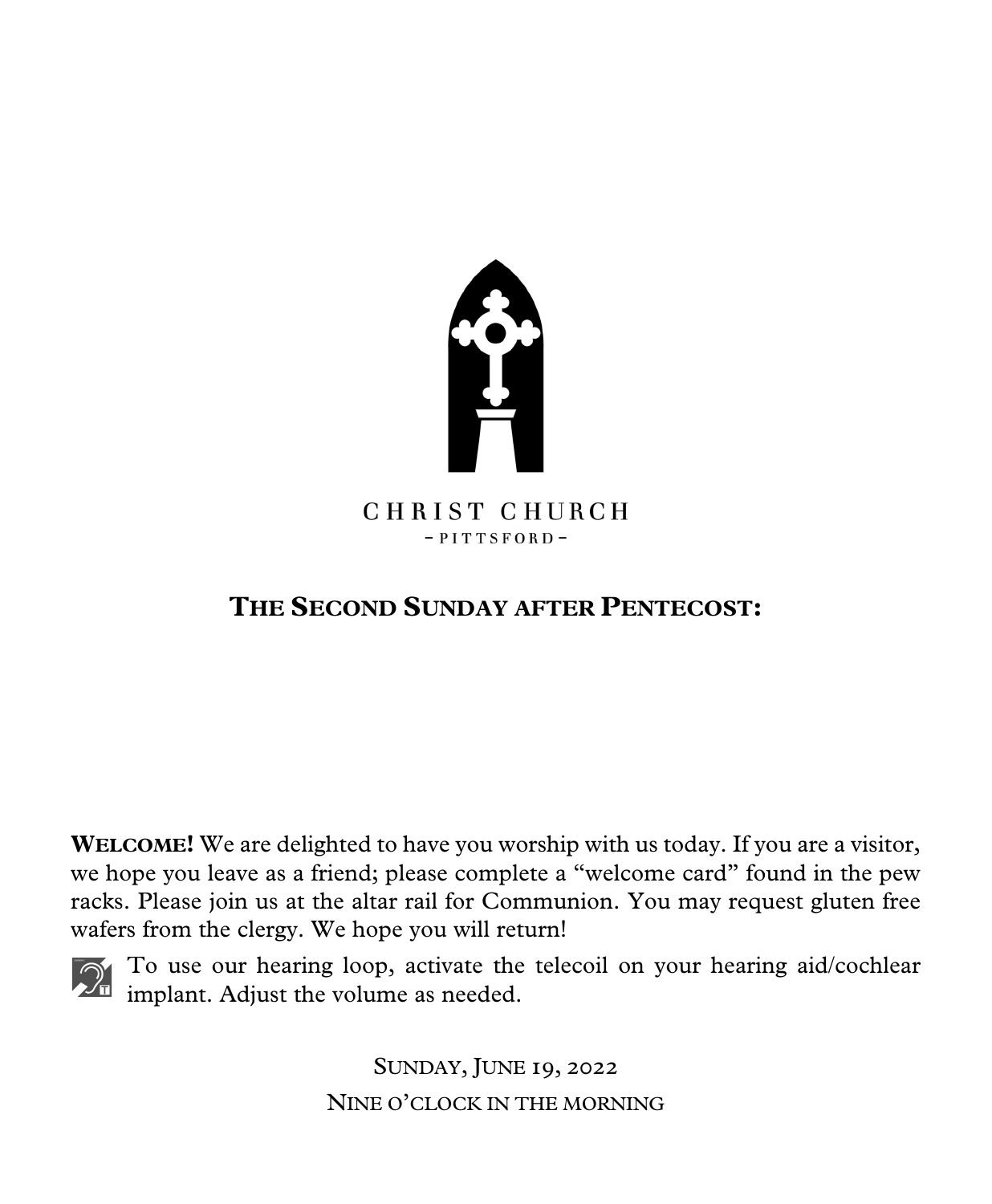CHRIST CHURCH

– PITTSFORD –

# THE SECOND SUNDAY AFTER PENTECOST:

**WELCOME!** We are delighted to have you worship with us today. If you are a visitor, we hope you leave as a friend; please complete a "welcome card" found in the pew racks. Please join us at the altar rail for Communion. You may request gluten free wafers from the clergy. We hope you will return!

To use our hearing loop, activate the telecoil on your hearing aid/cochlear implant. Adjust the volume as needed.

SUNDAY, JUNE 19, 2022

NINE O'CLOCK IN THE MORNING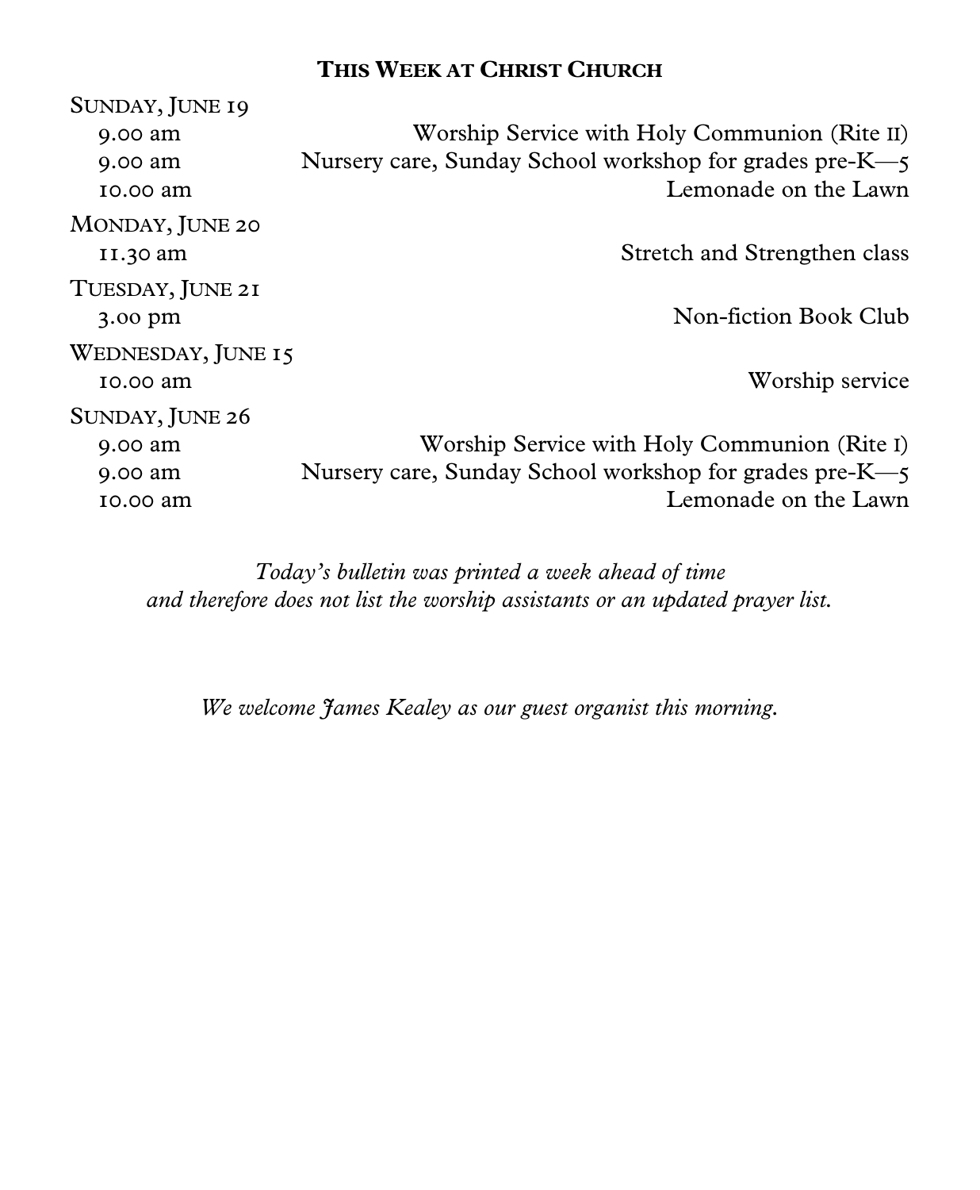## This Week at Christ Church

**Sunday, June 19**

| | |
|---|---|
| 9.00 am | Worship Service with Holy Communion (Rite II) |
| 9.00 am | Nursery care, Sunday School workshop for grades pre-K—5 |
| 10.00 am | Lemonade on the Lawn |

**Monday, June 20**

| | |
|---|---|
| 11.30 am | Stretch and Strengthen class |

**Tuesday, June 21**

| | |
|---|---|
| 3.00 pm | Non-fiction Book Club |

**Wednesday, June 15**

| | |
|---|---|
| 10.00 am | Worship service |

**Sunday, June 26**

| | |
|---|---|
| 9.00 am | Worship Service with Holy Communion (Rite I) |
| 9.00 am | Nursery care, Sunday School workshop for grades pre-K—5 |
| 10.00 am | Lemonade on the Lawn |

*Today's bulletin was printed a week ahead of time and therefore does not list the worship assistants or an updated prayer list.*

*We welcome James Kealey as our guest organist this morning.*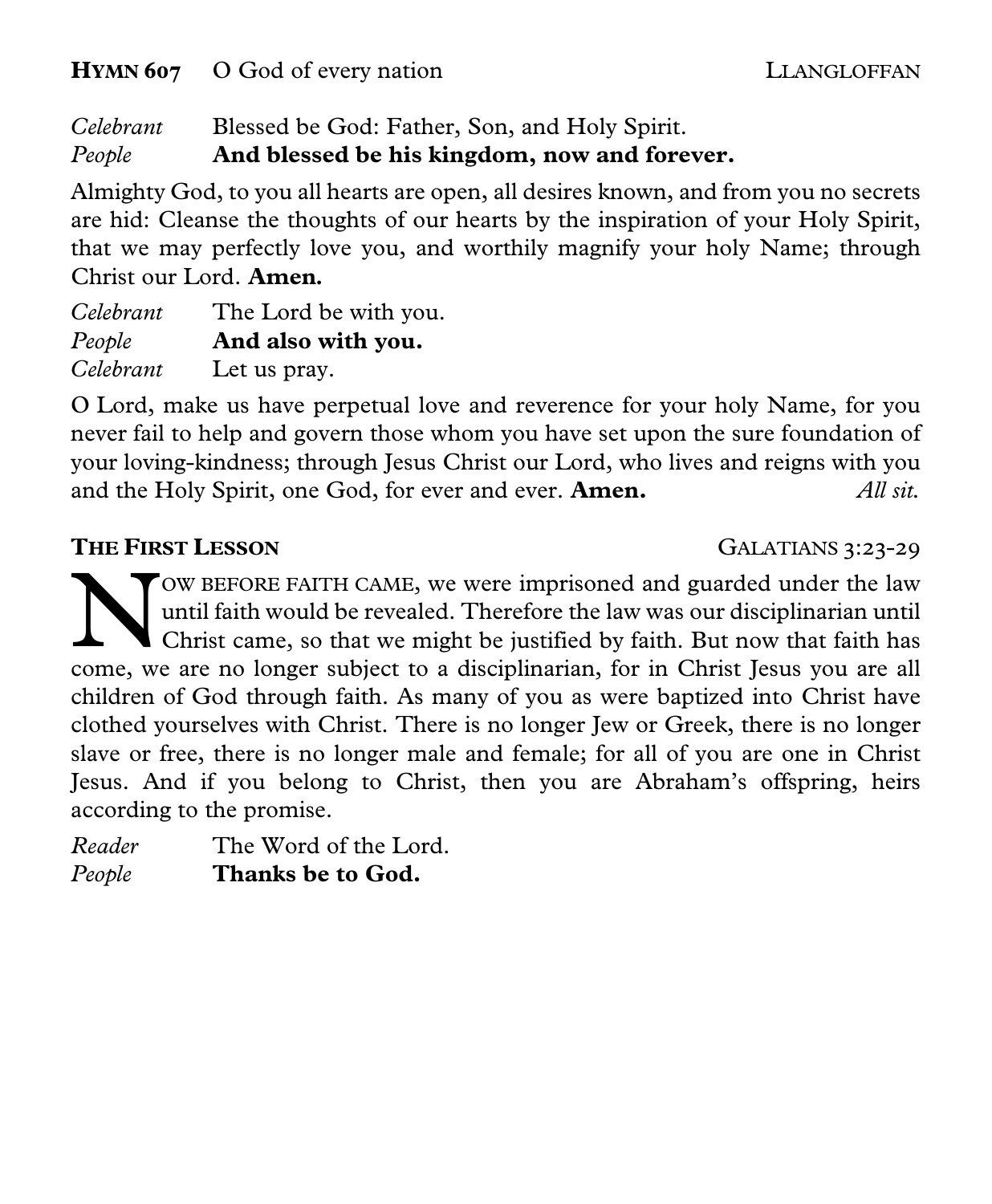**HYMN 607** O God of every nation LLANGLOFFAN

*Celebrant* Blessed be God: Father, Son, and Holy Spirit.
*People* **And blessed be his kingdom, now and forever.**

Almighty God, to you all hearts are open, all desires known, and from you no secrets are hid: Cleanse the thoughts of our hearts by the inspiration of your Holy Spirit, that we may perfectly love you, and worthily magnify your holy Name; through Christ our Lord. **Amen.**

*Celebrant* The Lord be with you.
*People* **And also with you.**
*Celebrant* Let us pray.

O Lord, make us have perpetual love and reverence for your holy Name, for you never fail to help and govern those whom you have set upon the sure foundation of your loving-kindness; through Jesus Christ our Lord, who lives and reigns with you and the Holy Spirit, one God, for ever and ever. **Amen.** *All sit.*

## THE FIRST LESSON GALATIANS 3:23-29

NOW BEFORE FAITH CAME, we were imprisoned and guarded under the law until faith would be revealed. Therefore the law was our disciplinarian until Christ came, so that we might be justified by faith. But now that faith has come, we are no longer subject to a disciplinarian, for in Christ Jesus you are all children of God through faith. As many of you as were baptized into Christ have clothed yourselves with Christ. There is no longer Jew or Greek, there is no longer slave or free, there is no longer male and female; for all of you are one in Christ Jesus. And if you belong to Christ, then you are Abraham's offspring, heirs according to the promise.

*Reader* The Word of the Lord.
*People* **Thanks be to God.**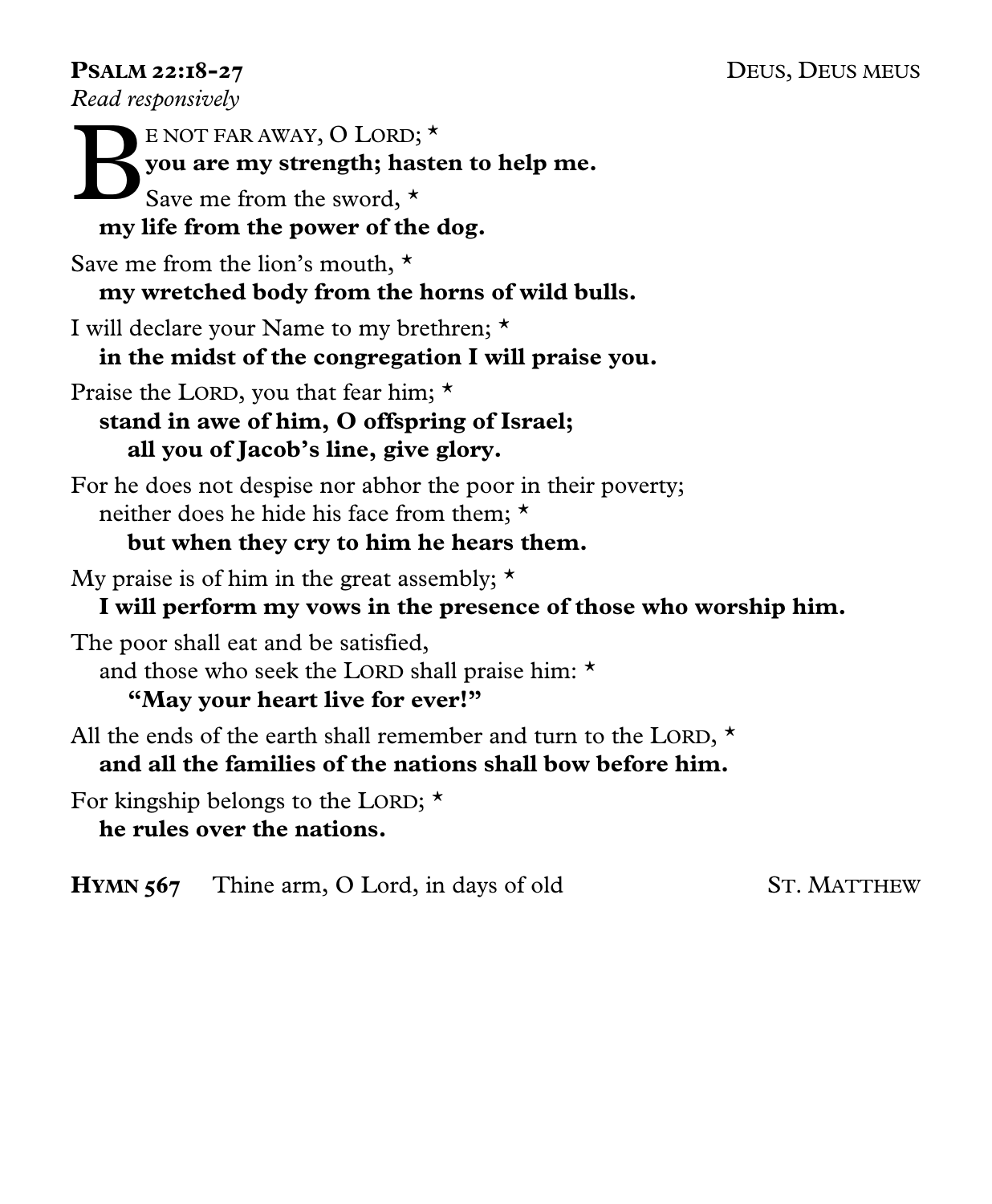**PSALM 22:18-27** DEUS, DEUS MEUS

*Read responsively*

BE NOT FAR AWAY, O LORD; *
**you are my strength; hasten to help me.**

Save me from the sword, *
**my life from the power of the dog.**

Save me from the lion's mouth, *
**my wretched body from the horns of wild bulls.**

I will declare your Name to my brethren; *
**in the midst of the congregation I will praise you.**

Praise the LORD, you that fear him; *
**stand in awe of him, O offspring of Israel;
all you of Jacob's line, give glory.**

For he does not despise nor abhor the poor in their poverty;
neither does he hide his face from them; *
**but when they cry to him he hears them.**

My praise is of him in the great assembly; *
**I will perform my vows in the presence of those who worship him.**

The poor shall eat and be satisfied,
and those who seek the LORD shall praise him: *
**"May your heart live for ever!"**

All the ends of the earth shall remember and turn to the LORD, *
**and all the families of the nations shall bow before him.**

For kingship belongs to the LORD; *
**he rules over the nations.**

**HYMN 567** Thine arm, O Lord, in days of old ST. MATTHEW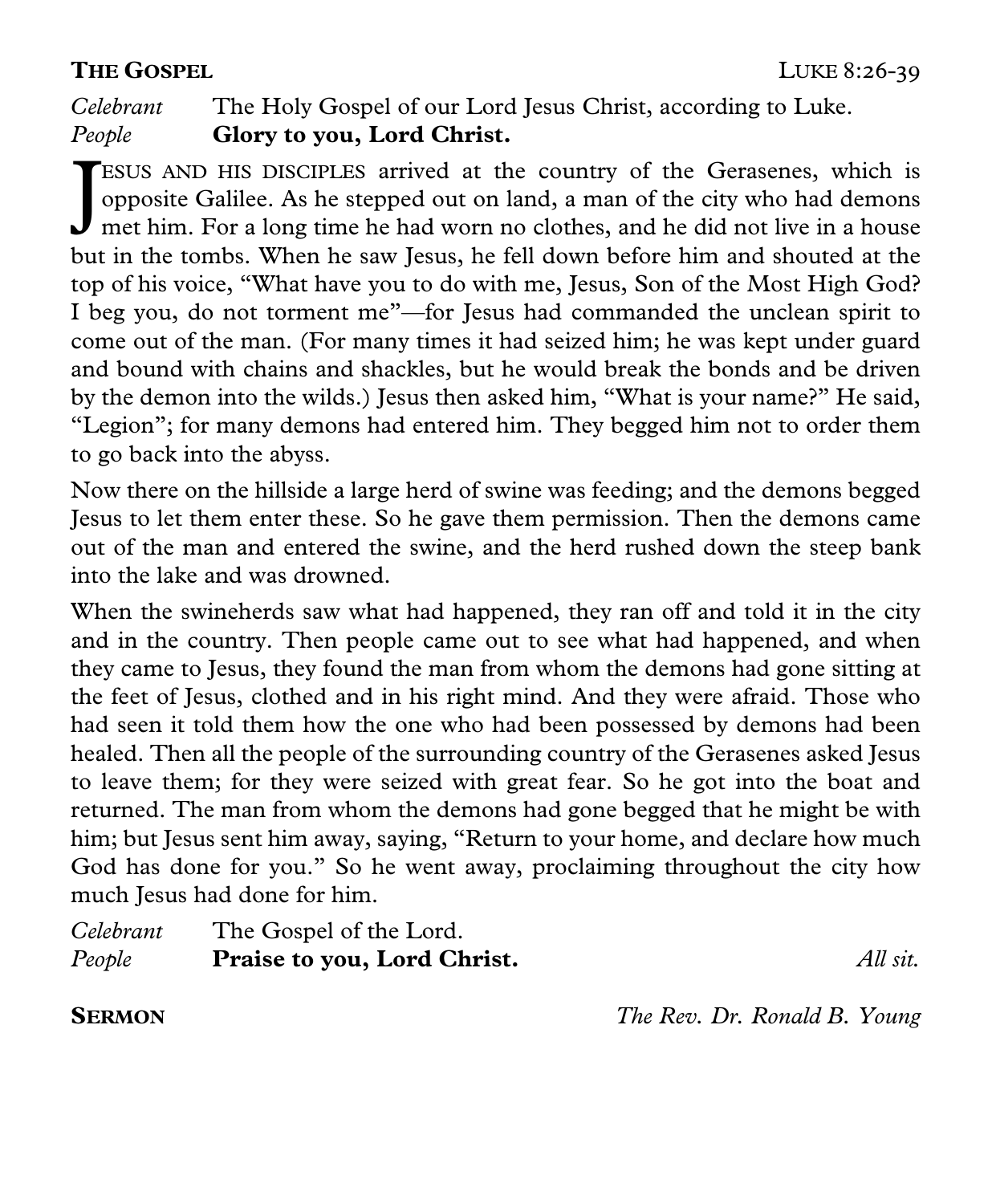## The Gospel  Luke 8:26-39

*Celebrant* The Holy Gospel of our Lord Jesus Christ, according to Luke.
*People* **Glory to you, Lord Christ.**

Jesus and his disciples arrived at the country of the Gerasenes, which is opposite Galilee. As he stepped out on land, a man of the city who had demons met him. For a long time he had worn no clothes, and he did not live in a house but in the tombs. When he saw Jesus, he fell down before him and shouted at the top of his voice, "What have you to do with me, Jesus, Son of the Most High God? I beg you, do not torment me"—for Jesus had commanded the unclean spirit to come out of the man. (For many times it had seized him; he was kept under guard and bound with chains and shackles, but he would break the bonds and be driven by the demon into the wilds.) Jesus then asked him, "What is your name?" He said, "Legion"; for many demons had entered him. They begged him not to order them to go back into the abyss.

Now there on the hillside a large herd of swine was feeding; and the demons begged Jesus to let them enter these. So he gave them permission. Then the demons came out of the man and entered the swine, and the herd rushed down the steep bank into the lake and was drowned.

When the swineherds saw what had happened, they ran off and told it in the city and in the country. Then people came out to see what had happened, and when they came to Jesus, they found the man from whom the demons had gone sitting at the feet of Jesus, clothed and in his right mind. And they were afraid. Those who had seen it told them how the one who had been possessed by demons had been healed. Then all the people of the surrounding country of the Gerasenes asked Jesus to leave them; for they were seized with great fear. So he got into the boat and returned. The man from whom the demons had gone begged that he might be with him; but Jesus sent him away, saying, "Return to your home, and declare how much God has done for you." So he went away, proclaiming throughout the city how much Jesus had done for him.

*Celebrant* The Gospel of the Lord.
*People* **Praise to you, Lord Christ.** *All sit.*

## Sermon  *The Rev. Dr. Ronald B. Young*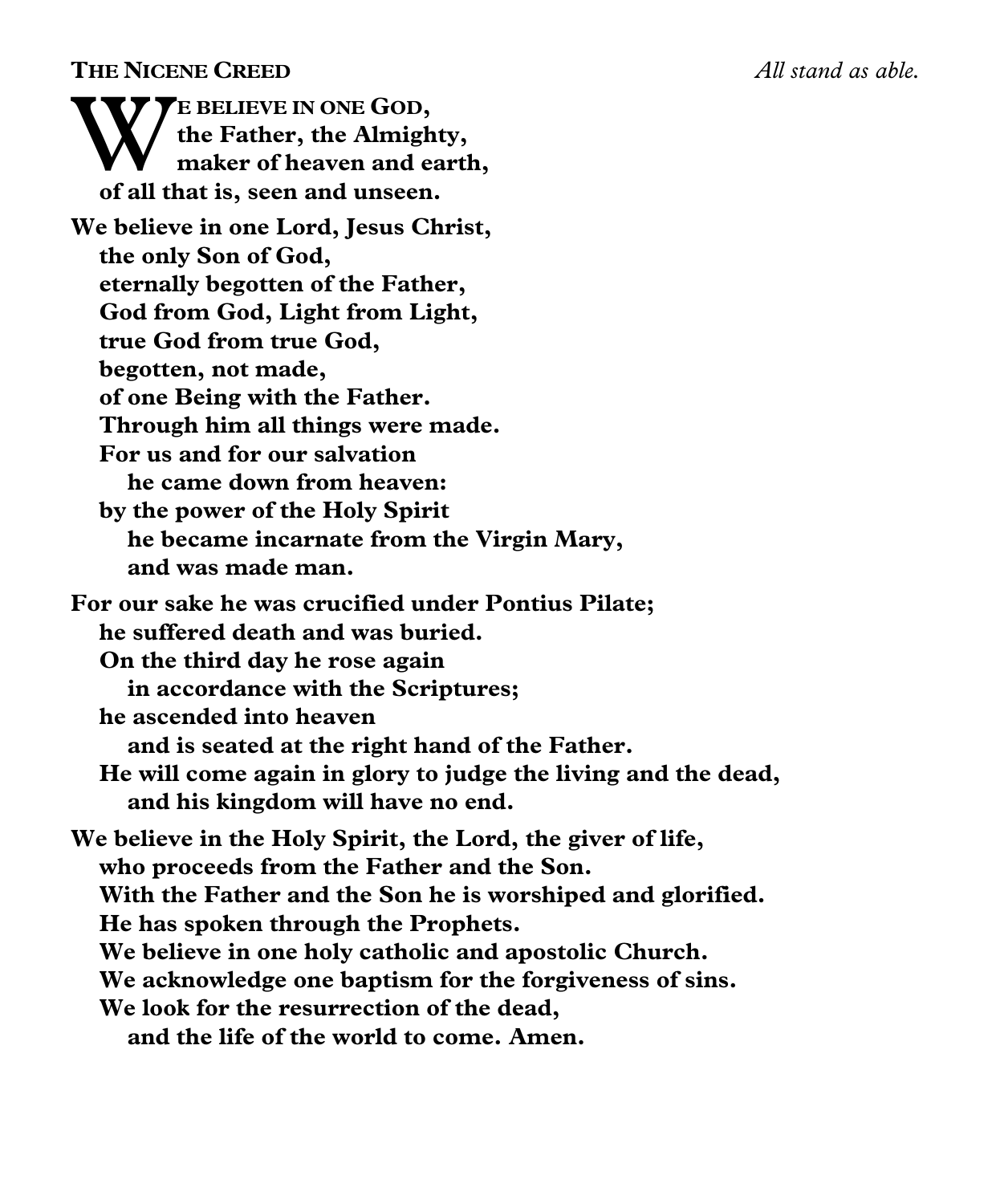**THE NICENE CREED** *All stand as able.*

**WE BELIEVE IN ONE GOD,**
**the Father, the Almighty,**
**maker of heaven and earth,**
**of all that is, seen and unseen.**

**We believe in one Lord, Jesus Christ,**
**the only Son of God,**
**eternally begotten of the Father,**
**God from God, Light from Light,**
**true God from true God,**
**begotten, not made,**
**of one Being with the Father.**
**Through him all things were made.**
**For us and for our salvation**
**he came down from heaven:**
**by the power of the Holy Spirit**
**he became incarnate from the Virgin Mary,**
**and was made man.**

**For our sake he was crucified under Pontius Pilate;**
**he suffered death and was buried.**
**On the third day he rose again**
**in accordance with the Scriptures;**
**he ascended into heaven**
**and is seated at the right hand of the Father.**
**He will come again in glory to judge the living and the dead,**
**and his kingdom will have no end.**

**We believe in the Holy Spirit, the Lord, the giver of life,**
**who proceeds from the Father and the Son.**
**With the Father and the Son he is worshiped and glorified.**
**He has spoken through the Prophets.**
**We believe in one holy catholic and apostolic Church.**
**We acknowledge one baptism for the forgiveness of sins.**
**We look for the resurrection of the dead,**
**and the life of the world to come. Amen.**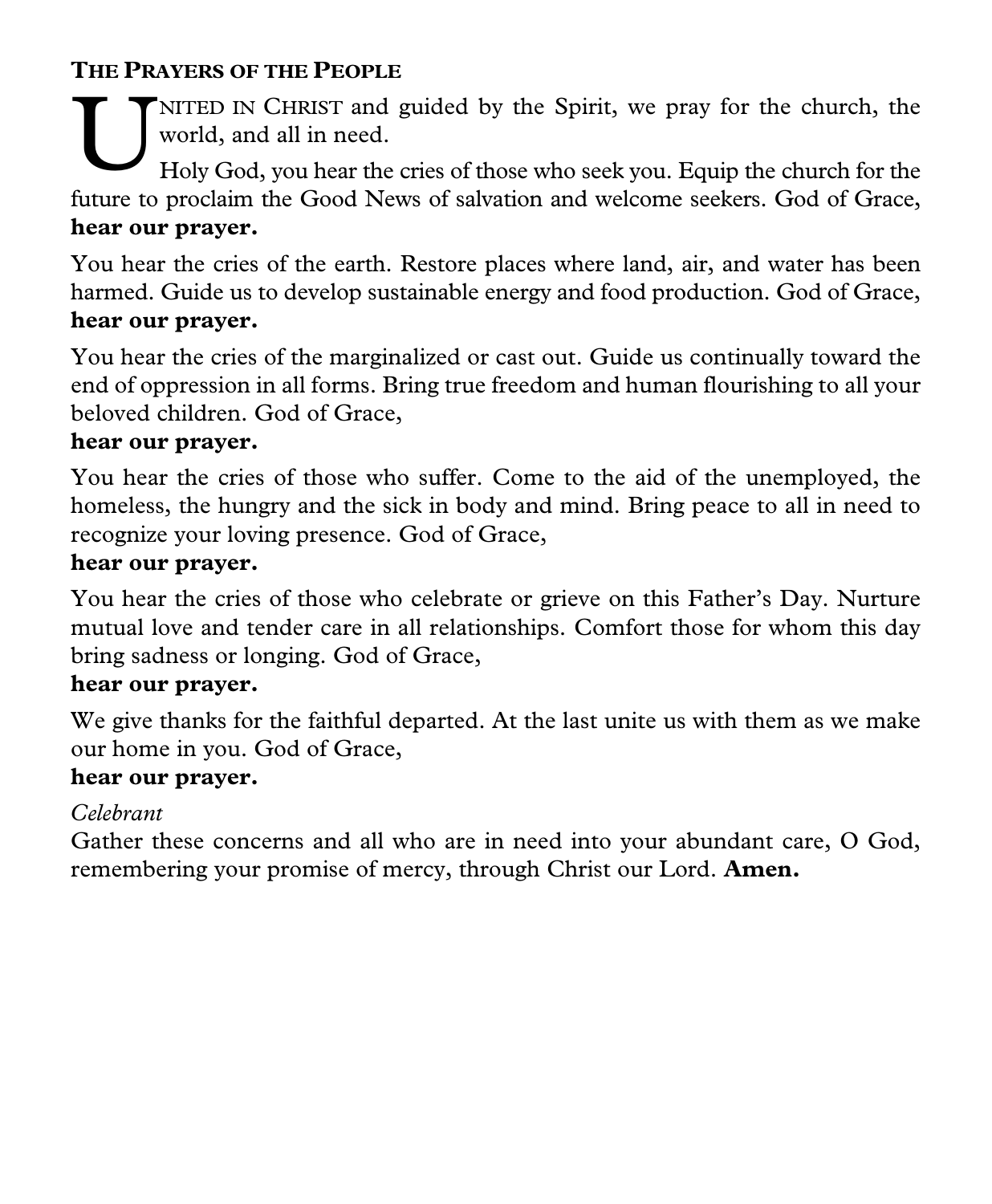### The Prayers of the People

United in Christ and guided by the Spirit, we pray for the church, the world, and all in need.

Holy God, you hear the cries of those who seek you. Equip the church for the future to proclaim the Good News of salvation and welcome seekers. God of Grace,
**hear our prayer.**

You hear the cries of the earth. Restore places where land, air, and water has been harmed. Guide us to develop sustainable energy and food production. God of Grace,
**hear our prayer.**

You hear the cries of the marginalized or cast out. Guide us continually toward the end of oppression in all forms. Bring true freedom and human flourishing to all your beloved children. God of Grace,
**hear our prayer.**

You hear the cries of those who suffer. Come to the aid of the unemployed, the homeless, the hungry and the sick in body and mind. Bring peace to all in need to recognize your loving presence. God of Grace,
**hear our prayer.**

You hear the cries of those who celebrate or grieve on this Father's Day. Nurture mutual love and tender care in all relationships. Comfort those for whom this day bring sadness or longing. God of Grace,
**hear our prayer.**

We give thanks for the faithful departed. At the last unite us with them as we make our home in you. God of Grace,
**hear our prayer.**

*Celebrant*
Gather these concerns and all who are in need into your abundant care, O God, remembering your promise of mercy, through Christ our Lord. **Amen.**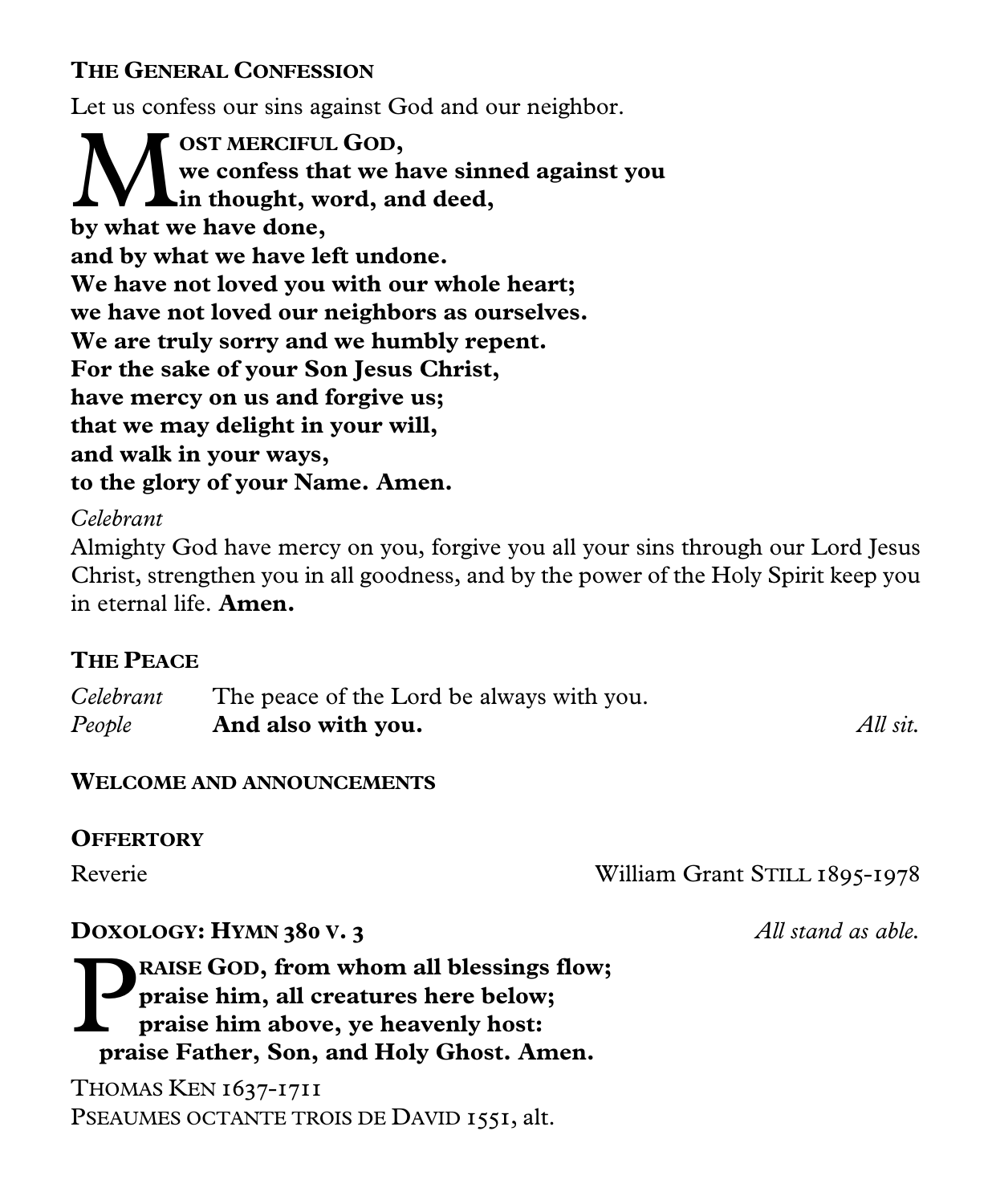### The General Confession

Let us confess our sins against God and our neighbor.

**Most merciful God,
we confess that we have sinned against you
in thought, word, and deed,
by what we have done,
and by what we have left undone.
We have not loved you with our whole heart;
we have not loved our neighbors as ourselves.
We are truly sorry and we humbly repent.
For the sake of your Son Jesus Christ,
have mercy on us and forgive us;
that we may delight in your will,
and walk in your ways,
to the glory of your Name. Amen.**

*Celebrant*
Almighty God have mercy on you, forgive you all your sins through our Lord Jesus Christ, strengthen you in all goodness, and by the power of the Holy Spirit keep you in eternal life. **Amen.**

### The Peace

*Celebrant* The peace of the Lord be always with you.
*People* **And also with you.** *All sit.*

### Welcome and announcements

### Offertory

Reverie — William Grant Still 1895-1978

### Doxology: Hymn 380 v. 3

*All stand as able.*

**Praise God, from whom all blessings flow;
praise him, all creatures here below;
praise him above, ye heavenly host:
praise Father, Son, and Holy Ghost. Amen.**

Thomas Ken 1637-1711
Pseaumes octante trois de David 1551, alt.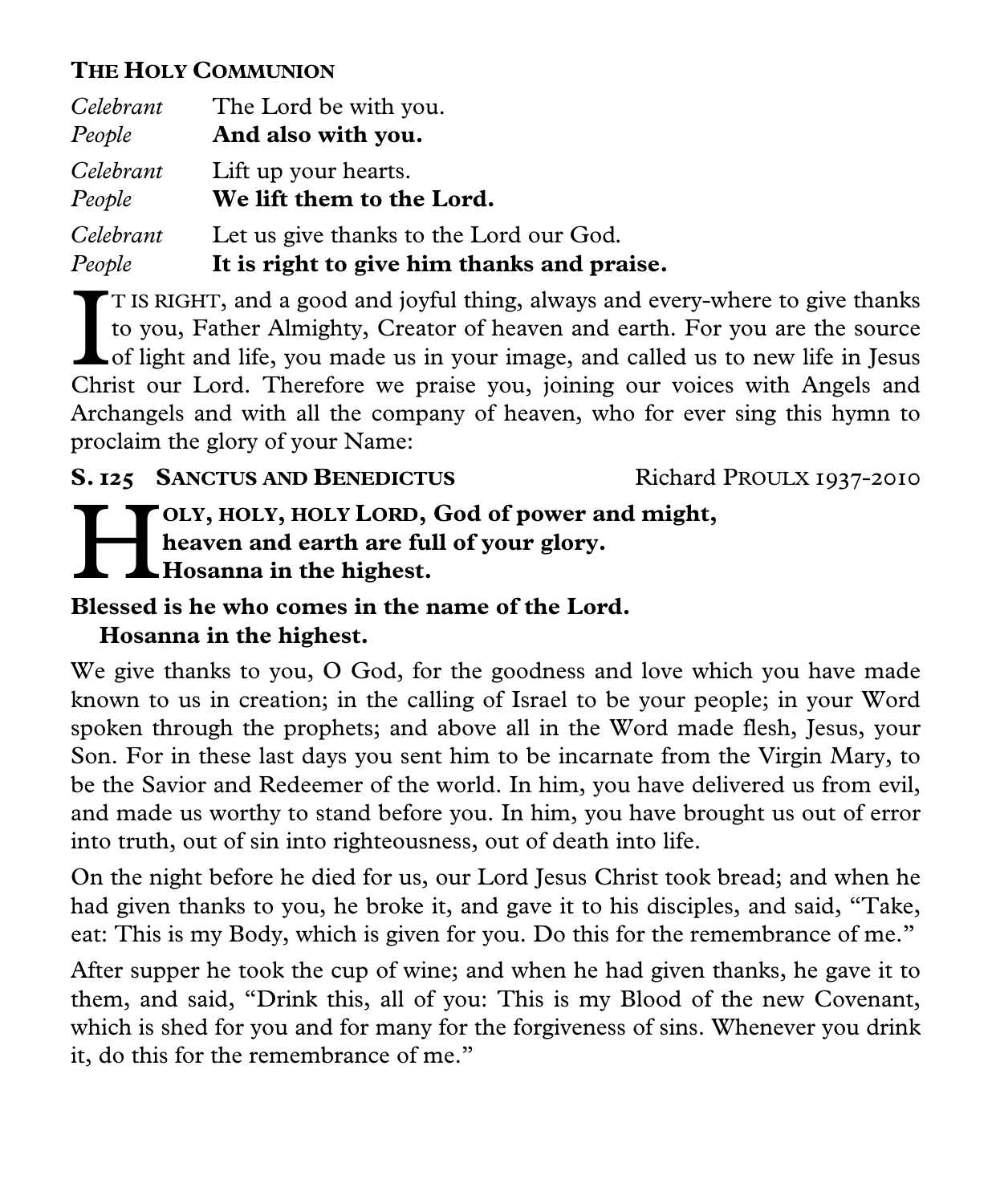## THE HOLY COMMUNION

| | |
|---|---|
| *Celebrant* | The Lord be with you. |
| *People* | **And also with you.** |
| *Celebrant* | Lift up your hearts. |
| *People* | **We lift them to the Lord.** |
| *Celebrant* | Let us give thanks to the Lord our God. |
| *People* | **It is right to give him thanks and praise.** |

IT IS RIGHT, and a good and joyful thing, always and every-where to give thanks to you, Father Almighty, Creator of heaven and earth. For you are the source of light and life, you made us in your image, and called us to new life in Jesus Christ our Lord. Therefore we praise you, joining our voices with Angels and Archangels and with all the company of heaven, who for ever sing this hymn to proclaim the glory of your Name:

**S. 125 SANCTUS AND BENEDICTUS** Richard PROULX 1937-2010

**HOLY, HOLY, HOLY LORD, God of power and might,**
**heaven and earth are full of your glory.**
**Hosanna in the highest.**

**Blessed is he who comes in the name of the Lord.**
**Hosanna in the highest.**

We give thanks to you, O God, for the goodness and love which you have made known to us in creation; in the calling of Israel to be your people; in your Word spoken through the prophets; and above all in the Word made flesh, Jesus, your Son. For in these last days you sent him to be incarnate from the Virgin Mary, to be the Savior and Redeemer of the world. In him, you have delivered us from evil, and made us worthy to stand before you. In him, you have brought us out of error into truth, out of sin into righteousness, out of death into life.

On the night before he died for us, our Lord Jesus Christ took bread; and when he had given thanks to you, he broke it, and gave it to his disciples, and said, "Take, eat: This is my Body, which is given for you. Do this for the remembrance of me."

After supper he took the cup of wine; and when he had given thanks, he gave it to them, and said, "Drink this, all of you: This is my Blood of the new Covenant, which is shed for you and for many for the forgiveness of sins. Whenever you drink it, do this for the remembrance of me."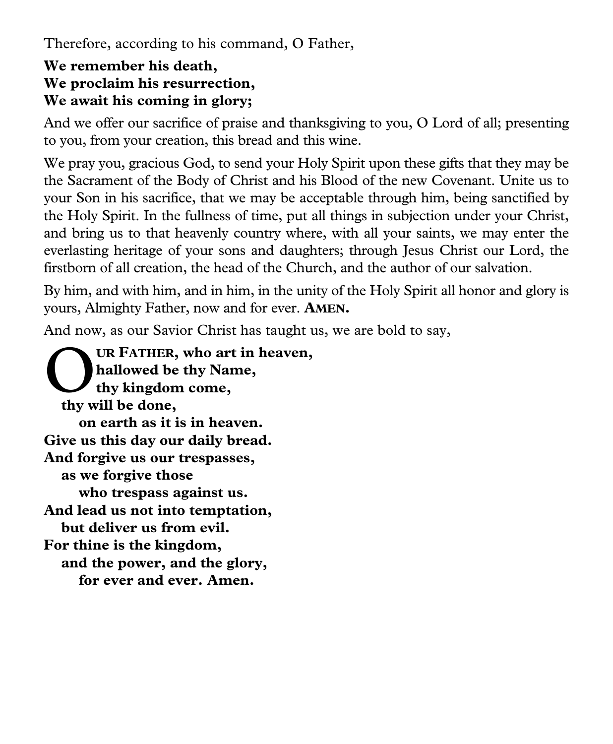Therefore, according to his command, O Father,

**We remember his death,**
**We proclaim his resurrection,**
**We await his coming in glory;**

And we offer our sacrifice of praise and thanksgiving to you, O Lord of all; presenting to you, from your creation, this bread and this wine.

We pray you, gracious God, to send your Holy Spirit upon these gifts that they may be the Sacrament of the Body of Christ and his Blood of the new Covenant. Unite us to your Son in his sacrifice, that we may be acceptable through him, being sanctified by the Holy Spirit. In the fullness of time, put all things in subjection under your Christ, and bring us to that heavenly country where, with all your saints, we may enter the everlasting heritage of your sons and daughters; through Jesus Christ our Lord, the firstborn of all creation, the head of the Church, and the author of our salvation.

By him, and with him, and in him, in the unity of the Holy Spirit all honor and glory is yours, Almighty Father, now and for ever. **AMEN.**

And now, as our Savior Christ has taught us, we are bold to say,

**OUR FATHER, who art in heaven,**
**hallowed be thy Name,**
**thy kingdom come,**
**thy will be done,**
**on earth as it is in heaven.**
**Give us this day our daily bread.**
**And forgive us our trespasses,**
**as we forgive those**
**who trespass against us.**
**And lead us not into temptation,**
**but deliver us from evil.**
**For thine is the kingdom,**
**and the power, and the glory,**
**for ever and ever. Amen.**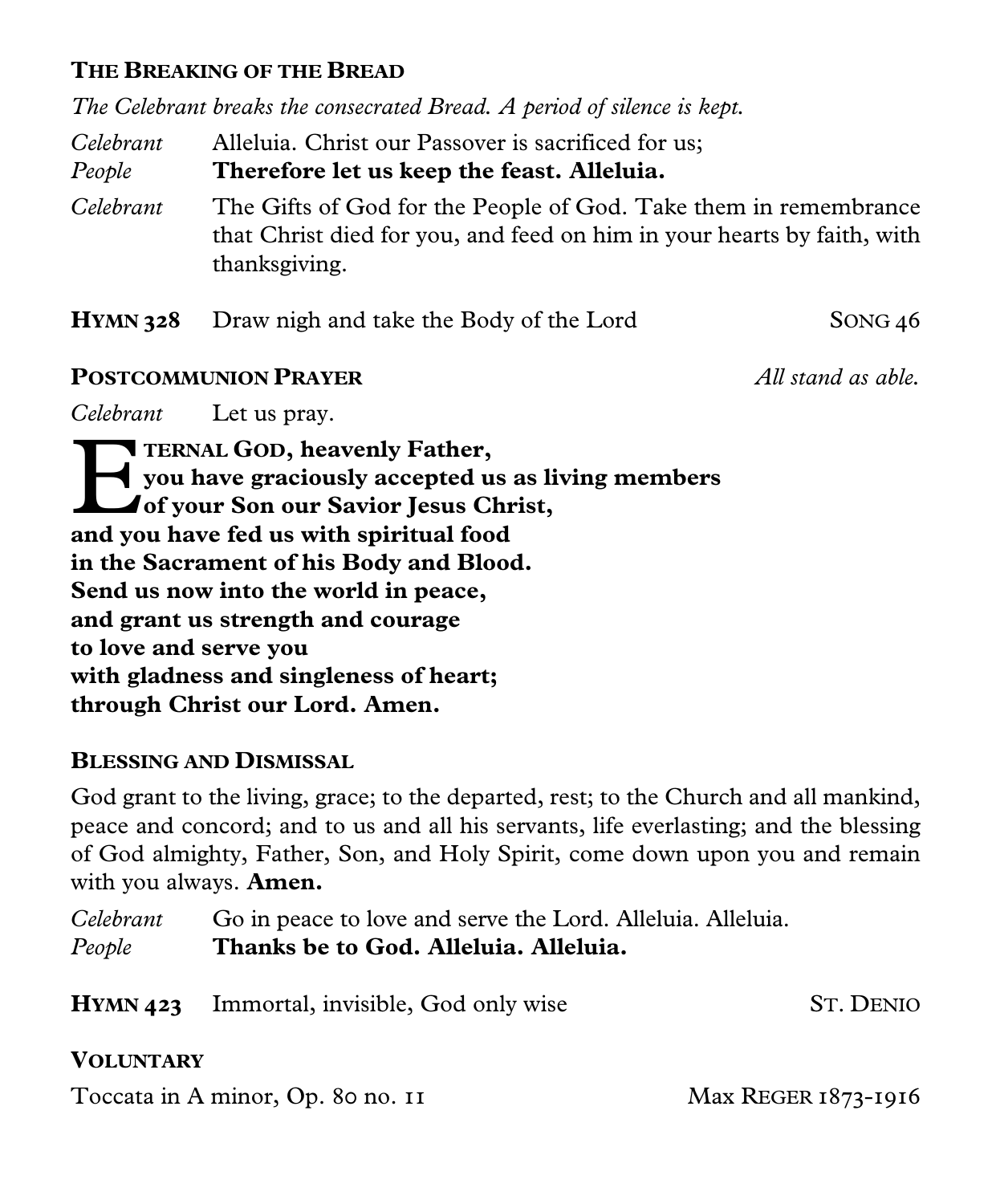### THE BREAKING OF THE BREAD

*The Celebrant breaks the consecrated Bread. A period of silence is kept.*

*Celebrant* Alleluia. Christ our Passover is sacrificed for us;
*People* **Therefore let us keep the feast. Alleluia.**

*Celebrant* The Gifts of God for the People of God. Take them in remembrance that Christ died for you, and feed on him in your hearts by faith, with thanksgiving.

**HYMN 328** Draw nigh and take the Body of the Lord SONG 46

### POSTCOMMUNION PRAYER

*All stand as able.*

*Celebrant* Let us pray.

**ETERNAL GOD, heavenly Father,**
**you have graciously accepted us as living members**
**of your Son our Savior Jesus Christ,**
**and you have fed us with spiritual food**
**in the Sacrament of his Body and Blood.**
**Send us now into the world in peace,**
**and grant us strength and courage**
**to love and serve you**
**with gladness and singleness of heart;**
**through Christ our Lord. Amen.**

### BLESSING AND DISMISSAL

God grant to the living, grace; to the departed, rest; to the Church and all mankind, peace and concord; and to us and all his servants, life everlasting; and the blessing of God almighty, Father, Son, and Holy Spirit, come down upon you and remain with you always. **Amen.**

*Celebrant* Go in peace to love and serve the Lord. Alleluia. Alleluia.
*People* **Thanks be to God. Alleluia. Alleluia.**

**HYMN 423** Immortal, invisible, God only wise ST. DENIO

### VOLUNTARY

Toccata in A minor, Op. 80 no. 11 Max REGER 1873-1916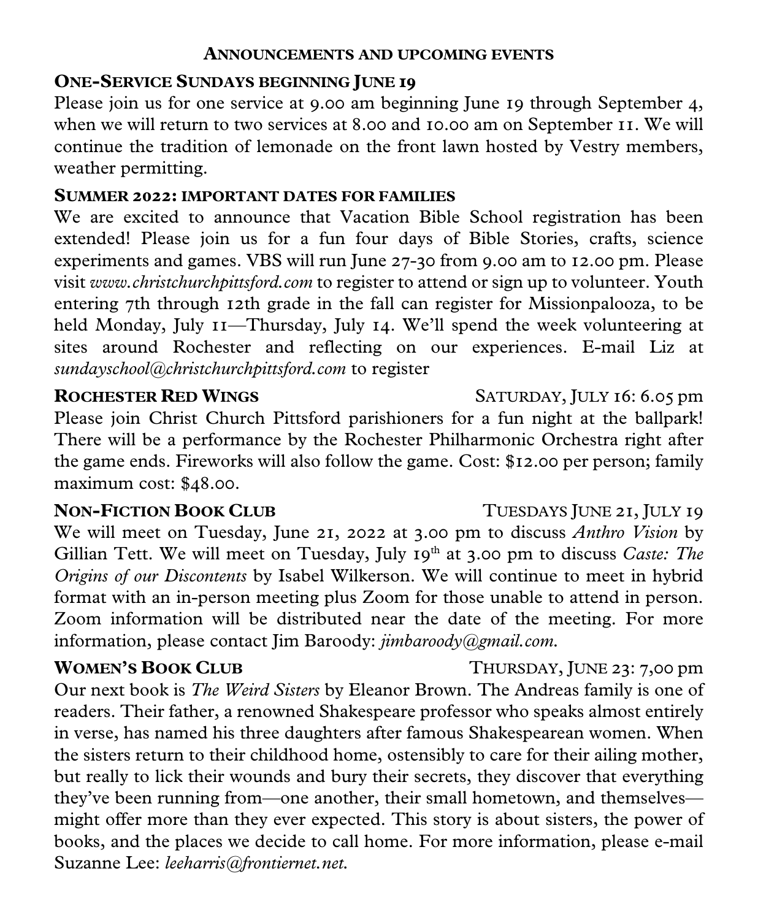## Announcements and upcoming events

### One-Service Sundays beginning June 19

Please join us for one service at 9.00 am beginning June 19 through September 4, when we will return to two services at 8.00 and 10.00 am on September 11. We will continue the tradition of lemonade on the front lawn hosted by Vestry members, weather permitting.

### Summer 2022: important dates for families

We are excited to announce that Vacation Bible School registration has been extended! Please join us for a fun four days of Bible Stories, crafts, science experiments and games. VBS will run June 27-30 from 9.00 am to 12.00 pm. Please visit *www.christchurchpittsford.com* to register to attend or sign up to volunteer. Youth entering 7th through 12th grade in the fall can register for Missionpalooza, to be held Monday, July 11—Thursday, July 14. We'll spend the week volunteering at sites around Rochester and reflecting on our experiences. E-mail Liz at *sundayschool@christchurchpittsford.com* to register

### Rochester Red Wings — Saturday, July 16: 6.05 pm

Please join Christ Church Pittsford parishioners for a fun night at the ballpark! There will be a performance by the Rochester Philharmonic Orchestra right after the game ends. Fireworks will also follow the game. Cost: $12.00 per person; family maximum cost: $48.00.

### Non-Fiction Book Club — Tuesdays June 21, July 19

We will meet on Tuesday, June 21, 2022 at 3.00 pm to discuss *Anthro Vision* by Gillian Tett. We will meet on Tuesday, July 19th at 3.00 pm to discuss *Caste: The Origins of our Discontents* by Isabel Wilkerson. We will continue to meet in hybrid format with an in-person meeting plus Zoom for those unable to attend in person. Zoom information will be distributed near the date of the meeting. For more information, please contact Jim Baroody: *jimbaroody@gmail.com.*

### Women's Book Club — Thursday, June 23: 7,00 pm

Our next book is *The Weird Sisters* by Eleanor Brown. The Andreas family is one of readers. Their father, a renowned Shakespeare professor who speaks almost entirely in verse, has named his three daughters after famous Shakespearean women. When the sisters return to their childhood home, ostensibly to care for their ailing mother, but really to lick their wounds and bury their secrets, they discover that everything they've been running from—one another, their small hometown, and themselves—might offer more than they ever expected. This story is about sisters, the power of books, and the places we decide to call home. For more information, please e-mail Suzanne Lee: *leeharris@frontiernet.net.*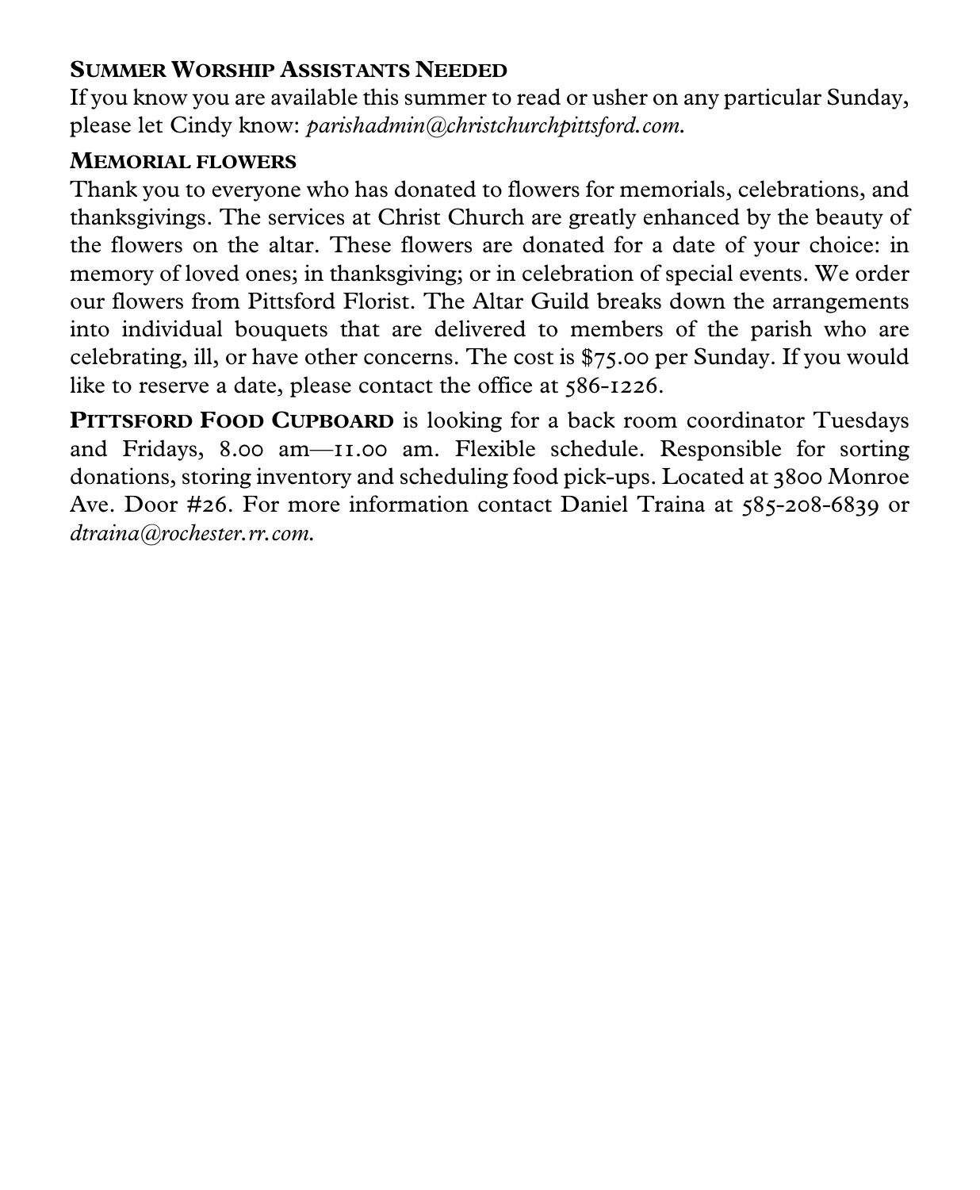### SUMMER WORSHIP ASSISTANTS NEEDED

If you know you are available this summer to read or usher on any particular Sunday, please let Cindy know: *parishadmin@christchurchpittsford.com.*

### MEMORIAL FLOWERS

Thank you to everyone who has donated to flowers for memorials, celebrations, and thanksgivings. The services at Christ Church are greatly enhanced by the beauty of the flowers on the altar. These flowers are donated for a date of your choice: in memory of loved ones; in thanksgiving; or in celebration of special events. We order our flowers from Pittsford Florist. The Altar Guild breaks down the arrangements into individual bouquets that are delivered to members of the parish who are celebrating, ill, or have other concerns. The cost is $75.00 per Sunday. If you would like to reserve a date, please contact the office at 586-1226.

**PITTSFORD FOOD CUPBOARD** is looking for a back room coordinator Tuesdays and Fridays, 8.00 am—11.00 am. Flexible schedule. Responsible for sorting donations, storing inventory and scheduling food pick-ups. Located at 3800 Monroe Ave. Door #26. For more information contact Daniel Traina at 585-208-6839 or *dtraina@rochester.rr.com.*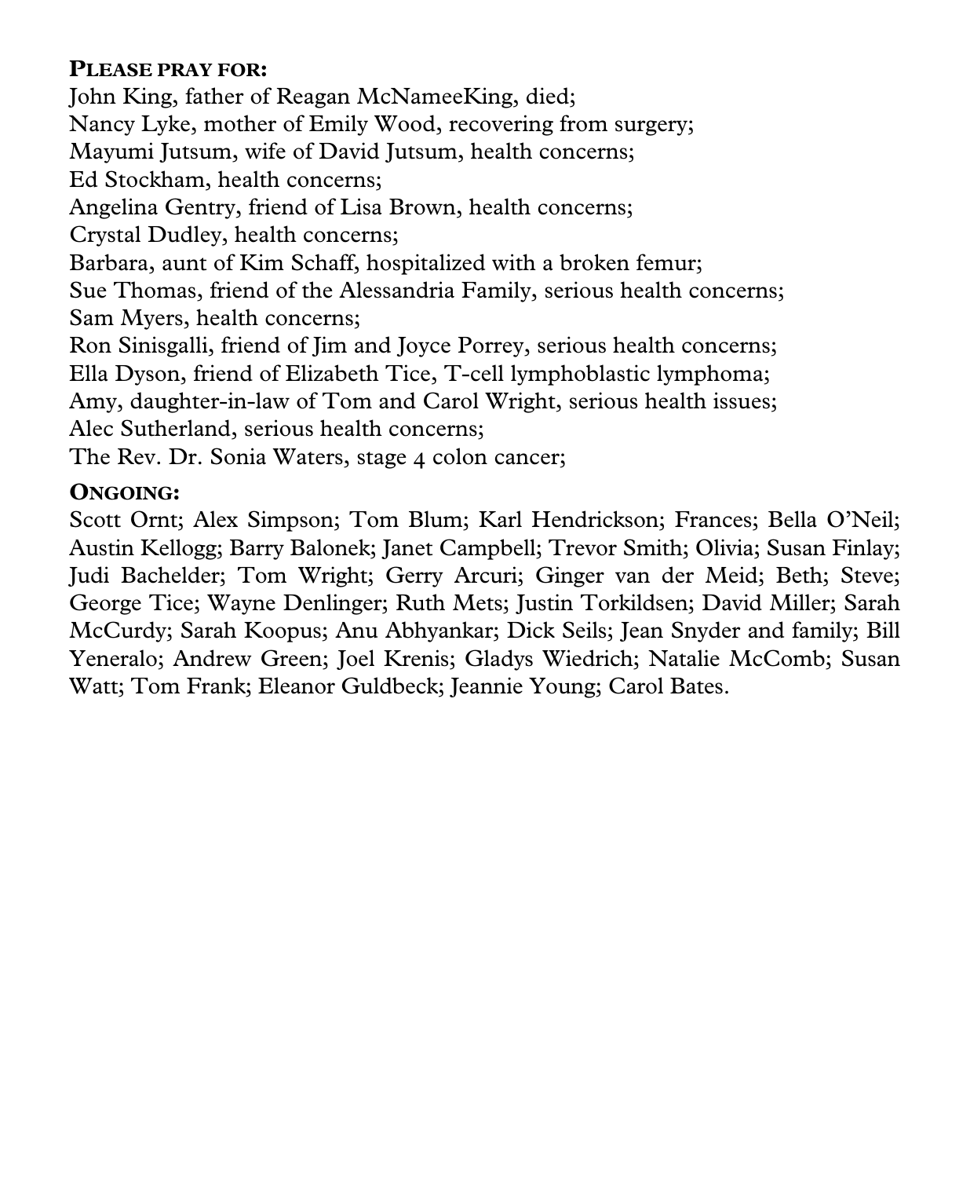**PLEASE PRAY FOR:**

John King, father of Reagan McNameeKing, died;
Nancy Lyke, mother of Emily Wood, recovering from surgery;
Mayumi Jutsum, wife of David Jutsum, health concerns;
Ed Stockham, health concerns;
Angelina Gentry, friend of Lisa Brown, health concerns;
Crystal Dudley, health concerns;
Barbara, aunt of Kim Schaff, hospitalized with a broken femur;
Sue Thomas, friend of the Alessandria Family, serious health concerns;
Sam Myers, health concerns;
Ron Sinisgalli, friend of Jim and Joyce Porrey, serious health concerns;
Ella Dyson, friend of Elizabeth Tice, T-cell lymphoblastic lymphoma;
Amy, daughter-in-law of Tom and Carol Wright, serious health issues;
Alec Sutherland, serious health concerns;
The Rev. Dr. Sonia Waters, stage 4 colon cancer;

**ONGOING:**

Scott Ornt; Alex Simpson; Tom Blum; Karl Hendrickson; Frances; Bella O'Neil; Austin Kellogg; Barry Balonek; Janet Campbell; Trevor Smith; Olivia; Susan Finlay; Judi Bachelder; Tom Wright; Gerry Arcuri; Ginger van der Meid; Beth; Steve; George Tice; Wayne Denlinger; Ruth Mets; Justin Torkildsen; David Miller; Sarah McCurdy; Sarah Koopus; Anu Abhyankar; Dick Seils; Jean Snyder and family; Bill Yeneralo; Andrew Green; Joel Krenis; Gladys Wiedrich; Natalie McComb; Susan Watt; Tom Frank; Eleanor Guldbeck; Jeannie Young; Carol Bates.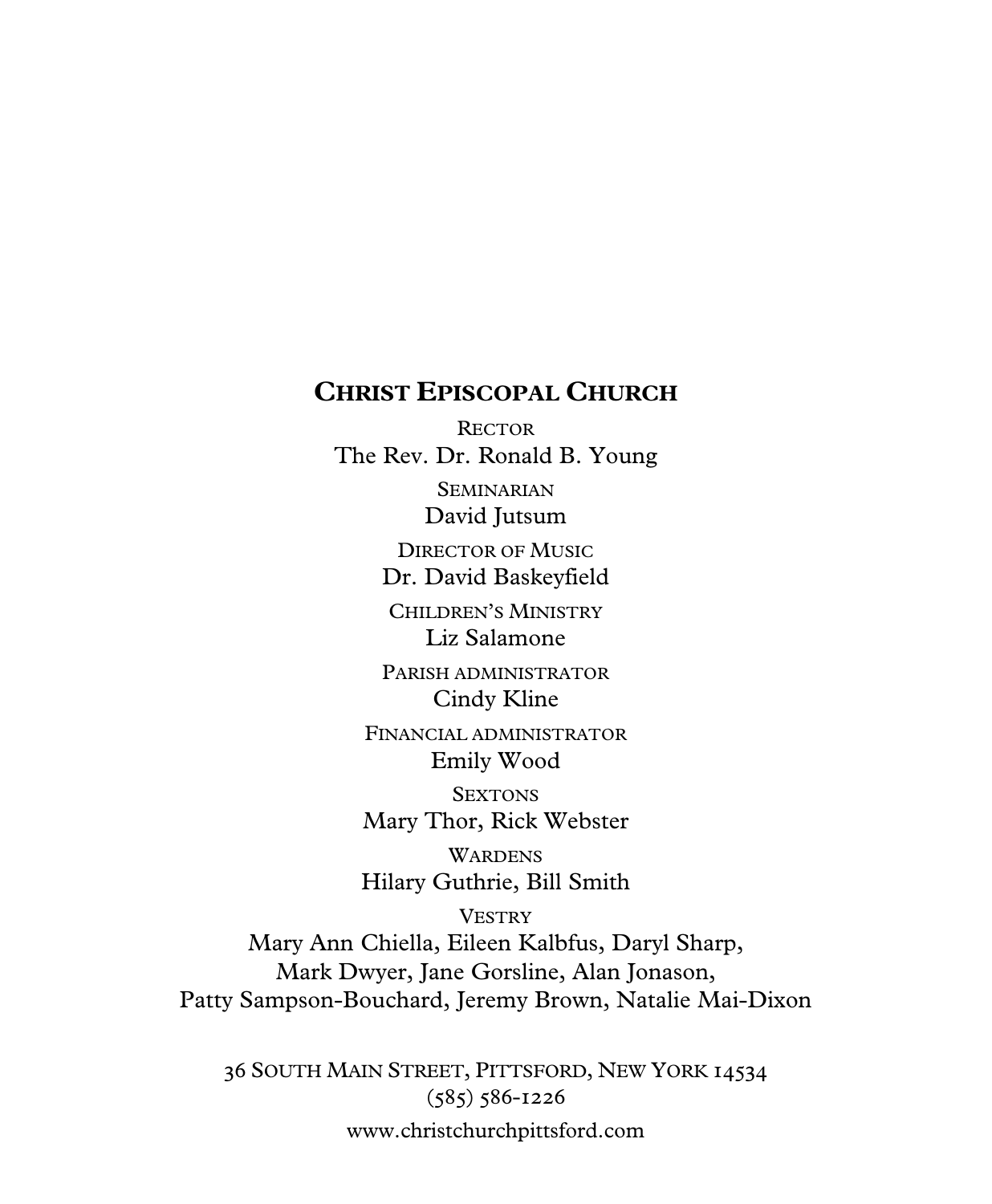## **Christ Episcopal Church**

Rector
The Rev. Dr. Ronald B. Young

Seminarian
David Jutsum

Director of Music
Dr. David Baskeyfield

Children's Ministry
Liz Salamone

Parish administrator
Cindy Kline

Financial administrator
Emily Wood

Sextons
Mary Thor, Rick Webster

Wardens
Hilary Guthrie, Bill Smith

Vestry
Mary Ann Chiella, Eileen Kalbfus, Daryl Sharp,
Mark Dwyer, Jane Gorsline, Alan Jonason,
Patty Sampson-Bouchard, Jeremy Brown, Natalie Mai-Dixon

36 South Main Street, Pittsford, New York 14534
(585) 586-1226
www.christchurchpittsford.com